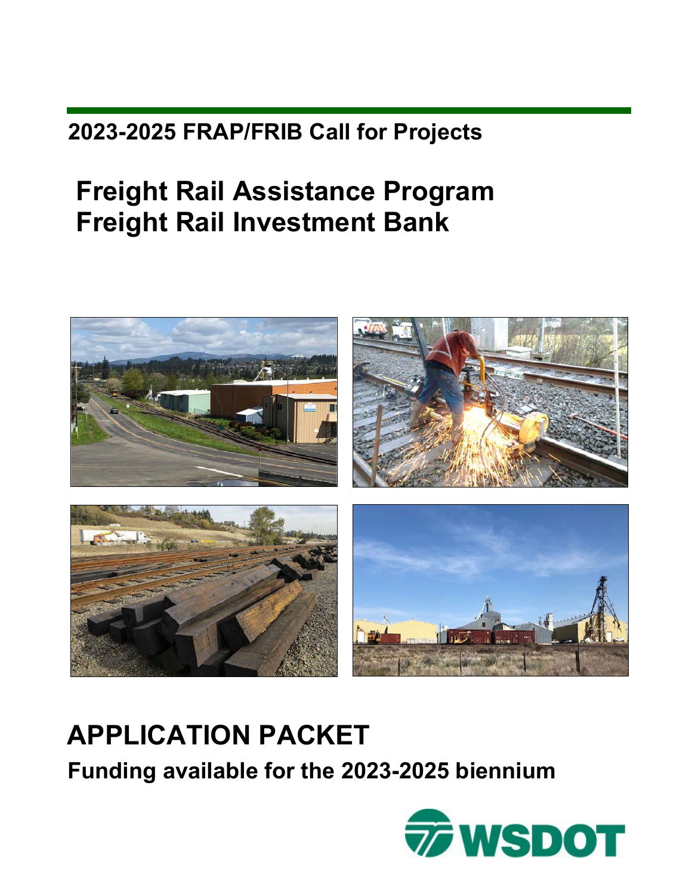## 2023-2025 FRAP/FRIB Call for Projects

# Freight Rail Assistance Program
# Freight Rail Investment Bank

## APPLICATION PACKET

**Funding available for the 2023-2025 biennium**

WSDOT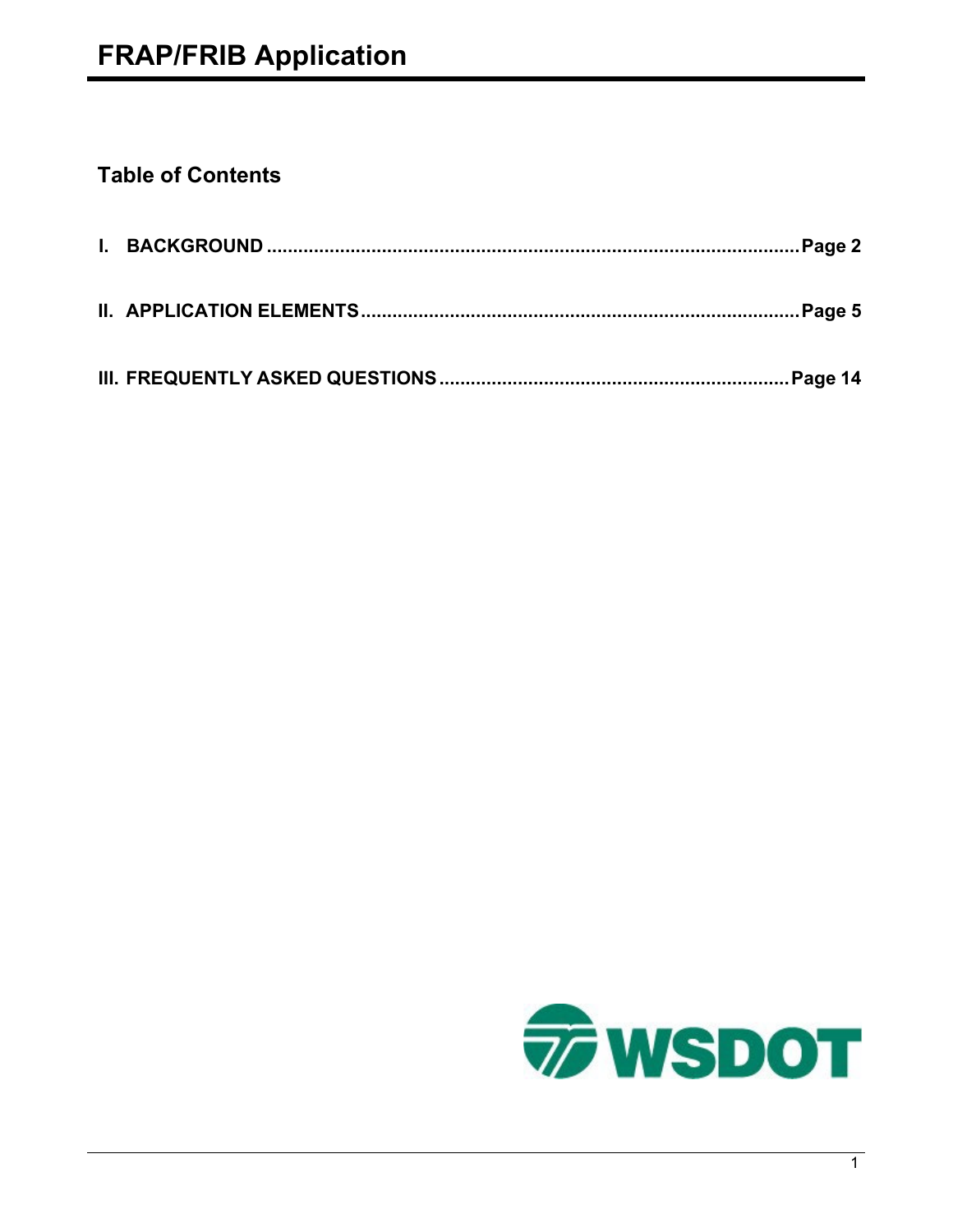# FRAP/FRIB Application

## Table of Contents

I. BACKGROUND .......... Page 2

II. APPLICATION ELEMENTS .......... Page 5

III. FREQUENTLY ASKED QUESTIONS .......... Page 14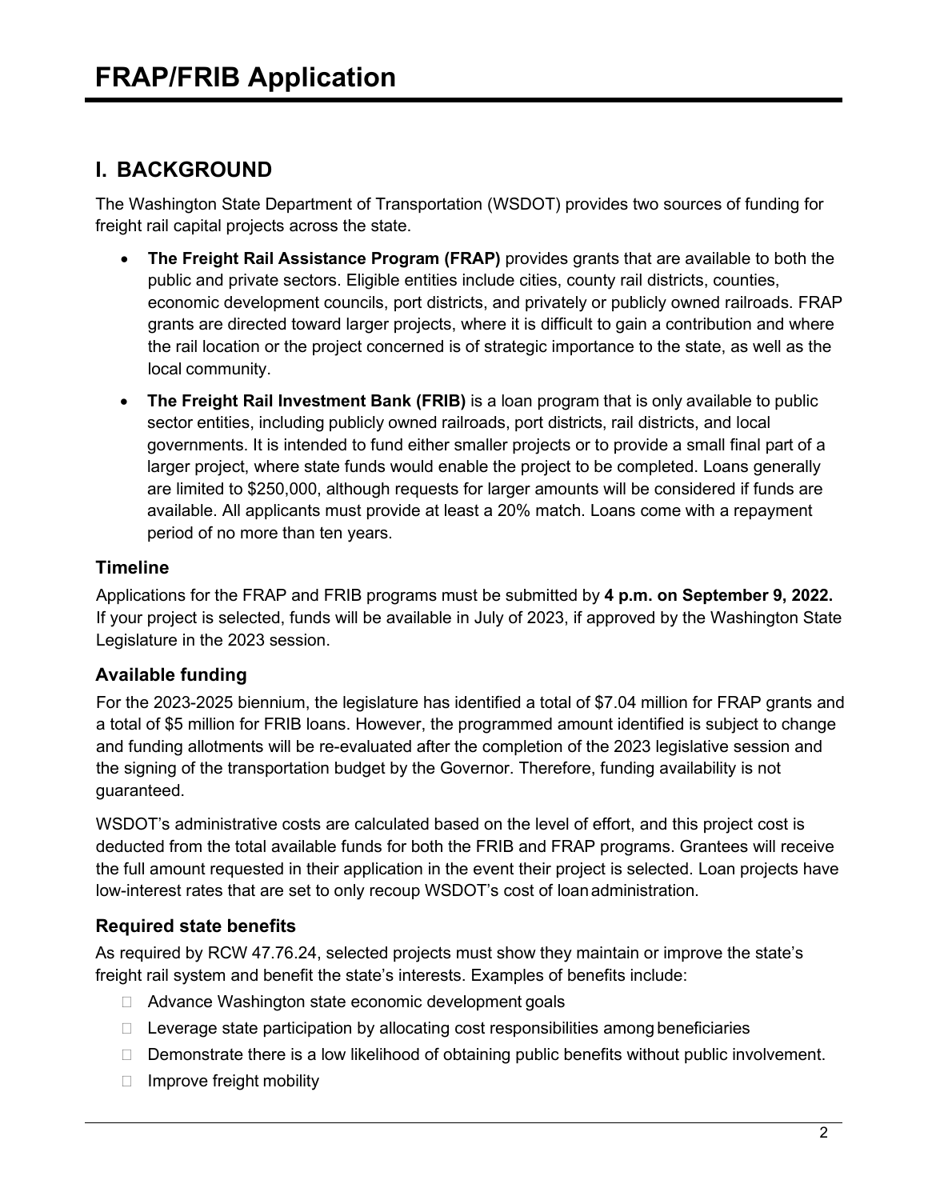# FRAP/FRIB Application

## I. BACKGROUND

The Washington State Department of Transportation (WSDOT) provides two sources of funding for freight rail capital projects across the state.

- **The Freight Rail Assistance Program (FRAP)** provides grants that are available to both the public and private sectors. Eligible entities include cities, county rail districts, counties, economic development councils, port districts, and privately or publicly owned railroads. FRAP grants are directed toward larger projects, where it is difficult to gain a contribution and where the rail location or the project concerned is of strategic importance to the state, as well as the local community.
- **The Freight Rail Investment Bank (FRIB)** is a loan program that is only available to public sector entities, including publicly owned railroads, port districts, rail districts, and local governments. It is intended to fund either smaller projects or to provide a small final part of a larger project, where state funds would enable the project to be completed. Loans generally are limited to $250,000, although requests for larger amounts will be considered if funds are available. All applicants must provide at least a 20% match. Loans come with a repayment period of no more than ten years.

### Timeline

Applications for the FRAP and FRIB programs must be submitted by **4 p.m. on September 9, 2022.** If your project is selected, funds will be available in July of 2023, if approved by the Washington State Legislature in the 2023 session.

### Available funding

For the 2023-2025 biennium, the legislature has identified a total of $7.04 million for FRAP grants and a total of $5 million for FRIB loans. However, the programmed amount identified is subject to change and funding allotments will be re-evaluated after the completion of the 2023 legislative session and the signing of the transportation budget by the Governor. Therefore, funding availability is not guaranteed.

WSDOT's administrative costs are calculated based on the level of effort, and this project cost is deducted from the total available funds for both the FRIB and FRAP programs. Grantees will receive the full amount requested in their application in the event their project is selected. Loan projects have low-interest rates that are set to only recoup WSDOT's cost of loan administration.

### Required state benefits

As required by RCW 47.76.24, selected projects must show they maintain or improve the state's freight rail system and benefit the state's interests. Examples of benefits include:

- Advance Washington state economic development goals
- Leverage state participation by allocating cost responsibilities among beneficiaries
- Demonstrate there is a low likelihood of obtaining public benefits without public involvement.
- Improve freight mobility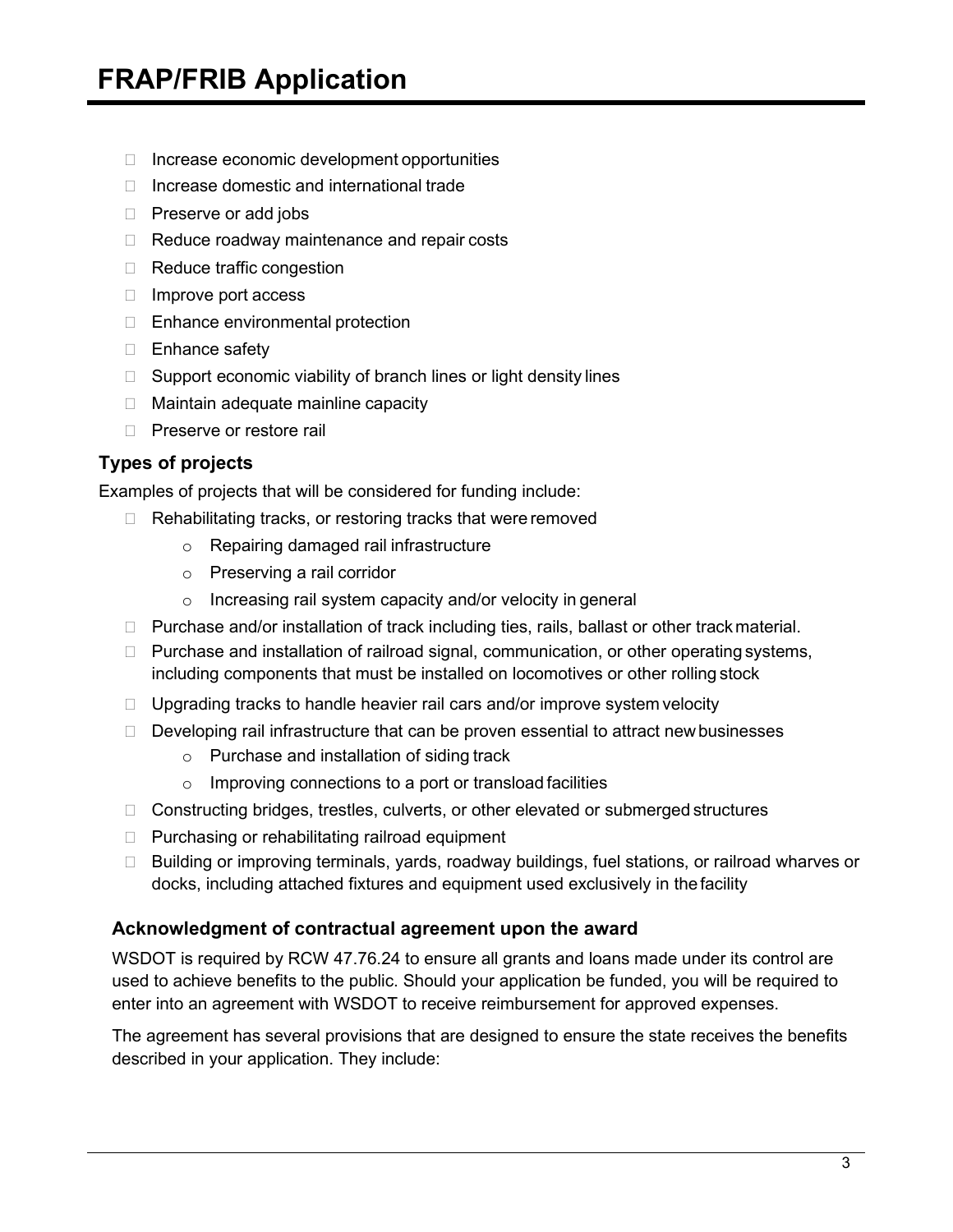- Increase economic development opportunities
- Increase domestic and international trade
- Preserve or add jobs
- Reduce roadway maintenance and repair costs
- Reduce traffic congestion
- Improve port access
- Enhance environmental protection
- Enhance safety
- Support economic viability of branch lines or light density lines
- Maintain adequate mainline capacity
- Preserve or restore rail

### Types of projects

Examples of projects that will be considered for funding include:

- Rehabilitating tracks, or restoring tracks that were removed
  - Repairing damaged rail infrastructure
  - Preserving a rail corridor
  - Increasing rail system capacity and/or velocity in general
- Purchase and/or installation of track including ties, rails, ballast or other track material.
- Purchase and installation of railroad signal, communication, or other operating systems, including components that must be installed on locomotives or other rolling stock
- Upgrading tracks to handle heavier rail cars and/or improve system velocity
- Developing rail infrastructure that can be proven essential to attract new businesses
  - Purchase and installation of siding track
  - Improving connections to a port or transload facilities
- Constructing bridges, trestles, culverts, or other elevated or submerged structures
- Purchasing or rehabilitating railroad equipment
- Building or improving terminals, yards, roadway buildings, fuel stations, or railroad wharves or docks, including attached fixtures and equipment used exclusively in the facility

### Acknowledgment of contractual agreement upon the award

WSDOT is required by RCW 47.76.24 to ensure all grants and loans made under its control are used to achieve benefits to the public. Should your application be funded, you will be required to enter into an agreement with WSDOT to receive reimbursement for approved expenses.

The agreement has several provisions that are designed to ensure the state receives the benefits described in your application. They include: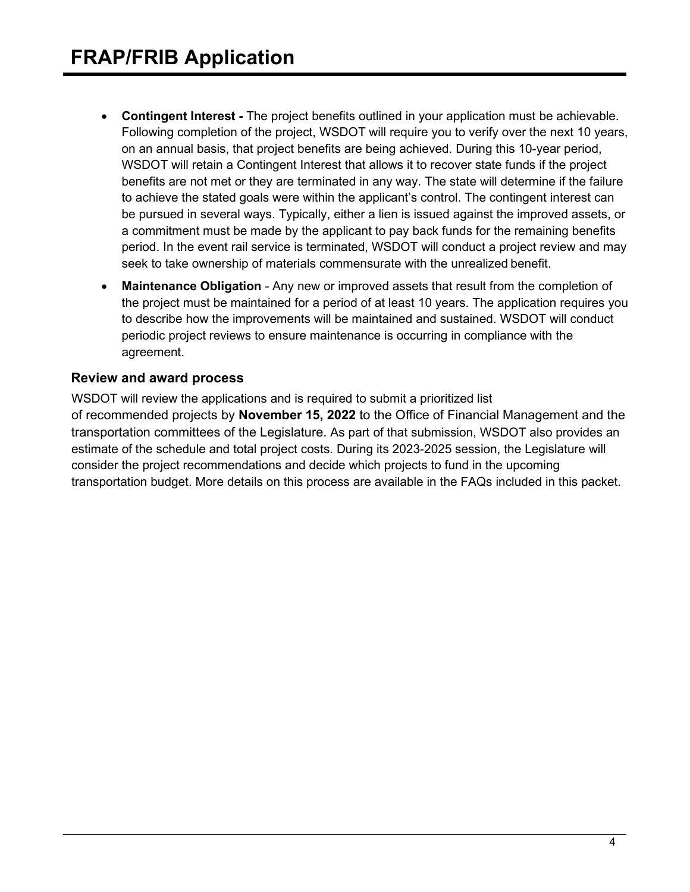- **Contingent Interest -** The project benefits outlined in your application must be achievable. Following completion of the project, WSDOT will require you to verify over the next 10 years, on an annual basis, that project benefits are being achieved. During this 10-year period, WSDOT will retain a Contingent Interest that allows it to recover state funds if the project benefits are not met or they are terminated in any way. The state will determine if the failure to achieve the stated goals were within the applicant's control. The contingent interest can be pursued in several ways. Typically, either a lien is issued against the improved assets, or a commitment must be made by the applicant to pay back funds for the remaining benefits period. In the event rail service is terminated, WSDOT will conduct a project review and may seek to take ownership of materials commensurate with the unrealized benefit.
- **Maintenance Obligation** - Any new or improved assets that result from the completion of the project must be maintained for a period of at least 10 years. The application requires you to describe how the improvements will be maintained and sustained. WSDOT will conduct periodic project reviews to ensure maintenance is occurring in compliance with the agreement.

### Review and award process

WSDOT will review the applications and is required to submit a prioritized list of recommended projects by **November 15, 2022** to the Office of Financial Management and the transportation committees of the Legislature. As part of that submission, WSDOT also provides an estimate of the schedule and total project costs. During its 2023-2025 session, the Legislature will consider the project recommendations and decide which projects to fund in the upcoming transportation budget. More details on this process are available in the FAQs included in this packet.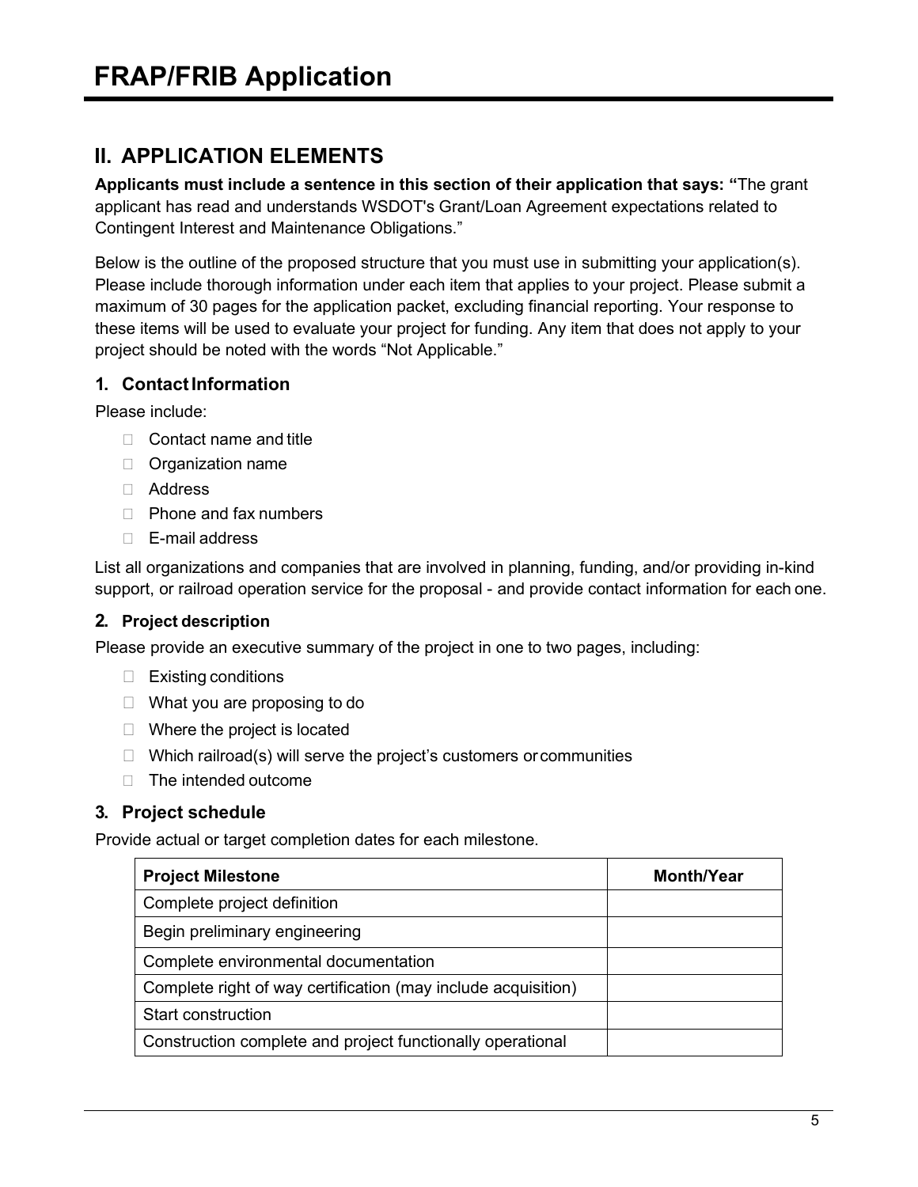# FRAP/FRIB Application

## II. APPLICATION ELEMENTS

**Applicants must include a sentence in this section of their application that says: "**The grant applicant has read and understands WSDOT's Grant/Loan Agreement expectations related to Contingent Interest and Maintenance Obligations."

Below is the outline of the proposed structure that you must use in submitting your application(s). Please include thorough information under each item that applies to your project. Please submit a maximum of 30 pages for the application packet, excluding financial reporting. Your response to these items will be used to evaluate your project for funding. Any item that does not apply to your project should be noted with the words "Not Applicable."

### 1. Contact Information

Please include:

- Contact name and title
- Organization name
- Address
- Phone and fax numbers
- E-mail address

List all organizations and companies that are involved in planning, funding, and/or providing in-kind support, or railroad operation service for the proposal - and provide contact information for each one.

### 2. Project description

Please provide an executive summary of the project in one to two pages, including:

- Existing conditions
- What you are proposing to do
- Where the project is located
- Which railroad(s) will serve the project's customers or communities
- The intended outcome

### 3. Project schedule

Provide actual or target completion dates for each milestone.

| Project Milestone | Month/Year |
|---|---|
| Complete project definition | |
| Begin preliminary engineering | |
| Complete environmental documentation | |
| Complete right of way certification (may include acquisition) | |
| Start construction | |
| Construction complete and project functionally operational | |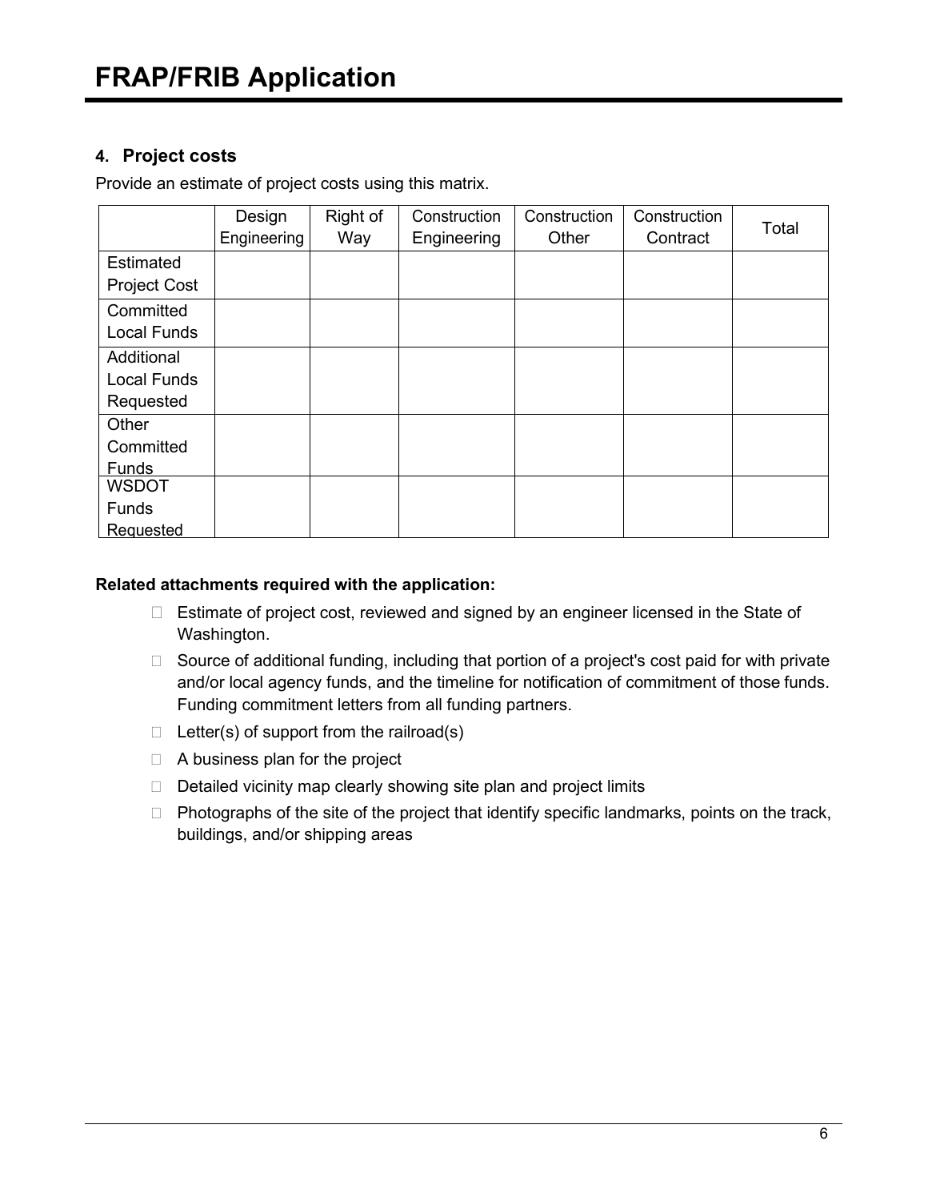# FRAP/FRIB Application

### 4. Project costs

Provide an estimate of project costs using this matrix.

| | Design Engineering | Right of Way | Construction Engineering | Construction Other | Construction Contract | Total |
|---|---|---|---|---|---|---|
| Estimated Project Cost | | | | | | |
| Committed Local Funds | | | | | | |
| Additional Local Funds Requested | | | | | | |
| Other Committed Funds | | | | | | |
| WSDOT Funds Requested | | | | | | |

**Related attachments required with the application:**

- ☐ Estimate of project cost, reviewed and signed by an engineer licensed in the State of Washington.
- ☐ Source of additional funding, including that portion of a project's cost paid for with private and/or local agency funds, and the timeline for notification of commitment of those funds. Funding commitment letters from all funding partners.
- ☐ Letter(s) of support from the railroad(s)
- ☐ A business plan for the project
- ☐ Detailed vicinity map clearly showing site plan and project limits
- ☐ Photographs of the site of the project that identify specific landmarks, points on the track, buildings, and/or shipping areas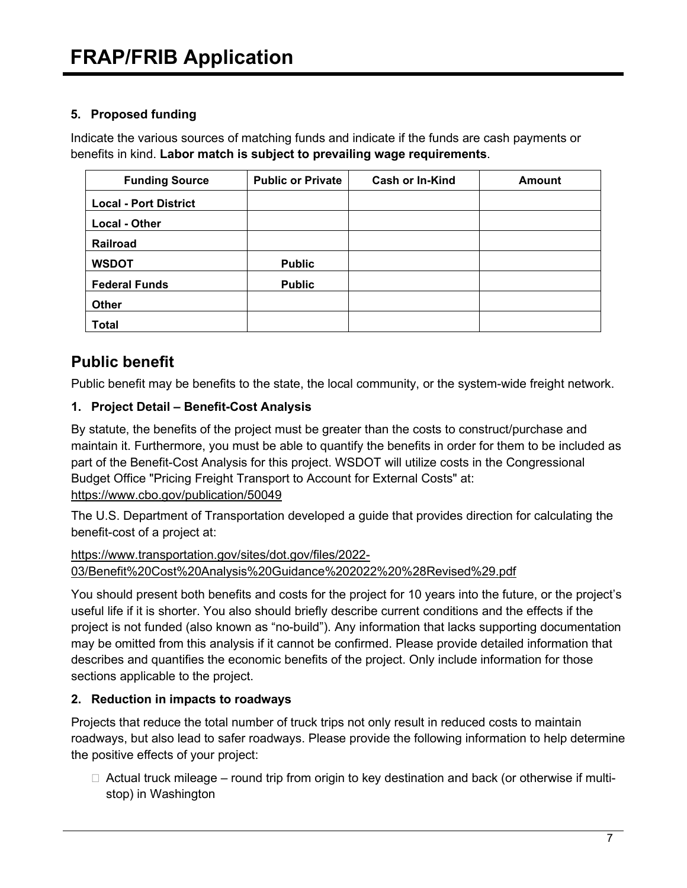# FRAP/FRIB Application

### 5. Proposed funding

Indicate the various sources of matching funds and indicate if the funds are cash payments or benefits in kind. **Labor match is subject to prevailing wage requirements**.

| Funding Source | Public or Private | Cash or In-Kind | Amount |
|---|---|---|---|
| **Local - Port District** | | | |
| **Local - Other** | | | |
| **Railroad** | | | |
| **WSDOT** | **Public** | | |
| **Federal Funds** | **Public** | | |
| **Other** | | | |
| **Total** | | | |

## Public benefit

Public benefit may be benefits to the state, the local community, or the system-wide freight network.

### 1. Project Detail – Benefit-Cost Analysis

By statute, the benefits of the project must be greater than the costs to construct/purchase and maintain it. Furthermore, you must be able to quantify the benefits in order for them to be included as part of the Benefit-Cost Analysis for this project. WSDOT will utilize costs in the Congressional Budget Office "Pricing Freight Transport to Account for External Costs" at: https://www.cbo.gov/publication/50049

The U.S. Department of Transportation developed a guide that provides direction for calculating the benefit-cost of a project at:

https://www.transportation.gov/sites/dot.gov/files/2022-03/Benefit%20Cost%20Analysis%20Guidance%202022%20%28Revised%29.pdf

You should present both benefits and costs for the project for 10 years into the future, or the project's useful life if it is shorter. You also should briefly describe current conditions and the effects if the project is not funded (also known as "no-build"). Any information that lacks supporting documentation may be omitted from this analysis if it cannot be confirmed. Please provide detailed information that describes and quantifies the economic benefits of the project. Only include information for those sections applicable to the project.

### 2. Reduction in impacts to roadways

Projects that reduce the total number of truck trips not only result in reduced costs to maintain roadways, but also lead to safer roadways. Please provide the following information to help determine the positive effects of your project:

- ☐ Actual truck mileage – round trip from origin to key destination and back (or otherwise if multi-stop) in Washington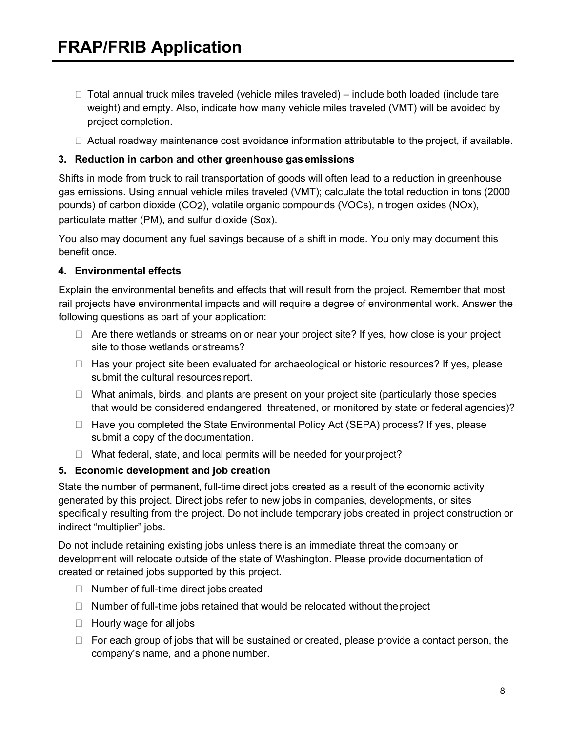- Total annual truck miles traveled (vehicle miles traveled) – include both loaded (include tare weight) and empty. Also, indicate how many vehicle miles traveled (VMT) will be avoided by project completion.
- Actual roadway maintenance cost avoidance information attributable to the project, if available.

### 3. Reduction in carbon and other greenhouse gas emissions

Shifts in mode from truck to rail transportation of goods will often lead to a reduction in greenhouse gas emissions. Using annual vehicle miles traveled (VMT); calculate the total reduction in tons (2000 pounds) of carbon dioxide ($CO_2$), volatile organic compounds (VOCs), nitrogen oxides (NOx), particulate matter (PM), and sulfur dioxide (Sox).

You also may document any fuel savings because of a shift in mode. You only may document this benefit once.

### 4. Environmental effects

Explain the environmental benefits and effects that will result from the project. Remember that most rail projects have environmental impacts and will require a degree of environmental work. Answer the following questions as part of your application:

- Are there wetlands or streams on or near your project site? If yes, how close is your project site to those wetlands or streams?
- Has your project site been evaluated for archaeological or historic resources? If yes, please submit the cultural resources report.
- What animals, birds, and plants are present on your project site (particularly those species that would be considered endangered, threatened, or monitored by state or federal agencies)?
- Have you completed the State Environmental Policy Act (SEPA) process? If yes, please submit a copy of the documentation.
- What federal, state, and local permits will be needed for your project?

### 5. Economic development and job creation

State the number of permanent, full-time direct jobs created as a result of the economic activity generated by this project. Direct jobs refer to new jobs in companies, developments, or sites specifically resulting from the project. Do not include temporary jobs created in project construction or indirect "multiplier" jobs.

Do not include retaining existing jobs unless there is an immediate threat the company or development will relocate outside of the state of Washington. Please provide documentation of created or retained jobs supported by this project.

- Number of full-time direct jobs created
- Number of full-time jobs retained that would be relocated without the project
- Hourly wage for all jobs
- For each group of jobs that will be sustained or created, please provide a contact person, the company's name, and a phone number.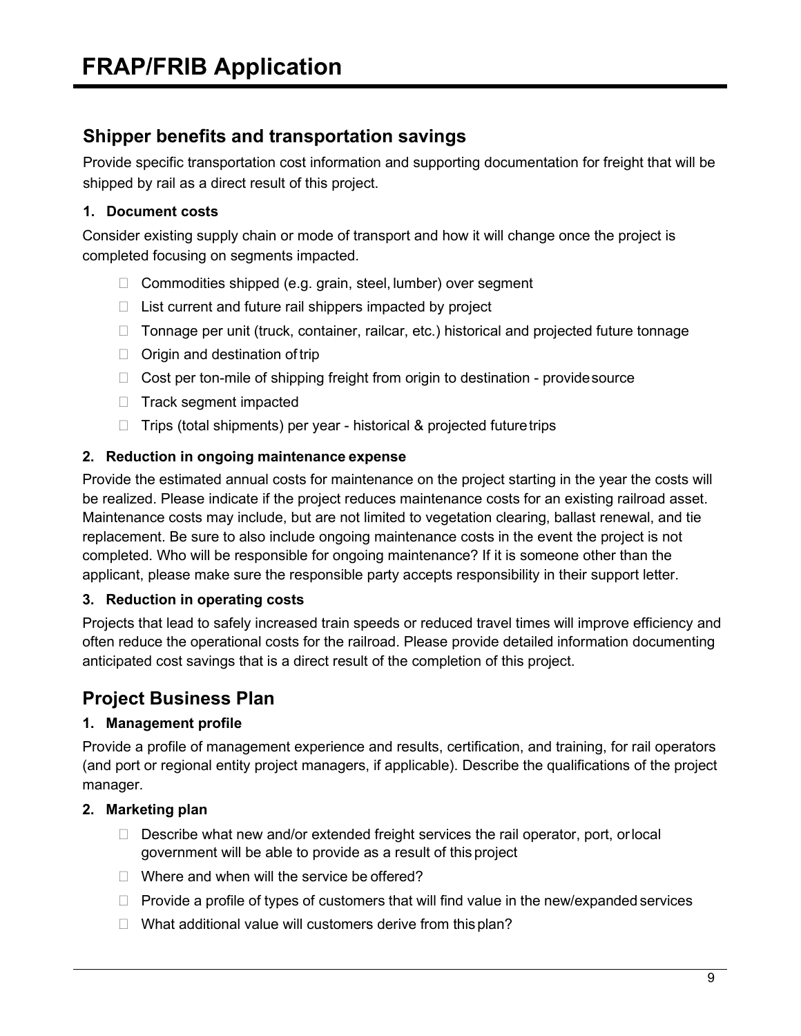## Shipper benefits and transportation savings

Provide specific transportation cost information and supporting documentation for freight that will be shipped by rail as a direct result of this project.

**1. Document costs**

Consider existing supply chain or mode of transport and how it will change once the project is completed focusing on segments impacted.

- Commodities shipped (e.g. grain, steel, lumber) over segment
- List current and future rail shippers impacted by project
- Tonnage per unit (truck, container, railcar, etc.) historical and projected future tonnage
- Origin and destination of trip
- Cost per ton-mile of shipping freight from origin to destination - provide source
- Track segment impacted
- Trips (total shipments) per year - historical & projected future trips

**2. Reduction in ongoing maintenance expense**

Provide the estimated annual costs for maintenance on the project starting in the year the costs will be realized. Please indicate if the project reduces maintenance costs for an existing railroad asset. Maintenance costs may include, but are not limited to vegetation clearing, ballast renewal, and tie replacement. Be sure to also include ongoing maintenance costs in the event the project is not completed. Who will be responsible for ongoing maintenance? If it is someone other than the applicant, please make sure the responsible party accepts responsibility in their support letter.

**3. Reduction in operating costs**

Projects that lead to safely increased train speeds or reduced travel times will improve efficiency and often reduce the operational costs for the railroad. Please provide detailed information documenting anticipated cost savings that is a direct result of the completion of this project.

## Project Business Plan

**1. Management profile**

Provide a profile of management experience and results, certification, and training, for rail operators (and port or regional entity project managers, if applicable). Describe the qualifications of the project manager.

**2. Marketing plan**

- Describe what new and/or extended freight services the rail operator, port, or local government will be able to provide as a result of this project
- Where and when will the service be offered?
- Provide a profile of types of customers that will find value in the new/expanded services
- What additional value will customers derive from this plan?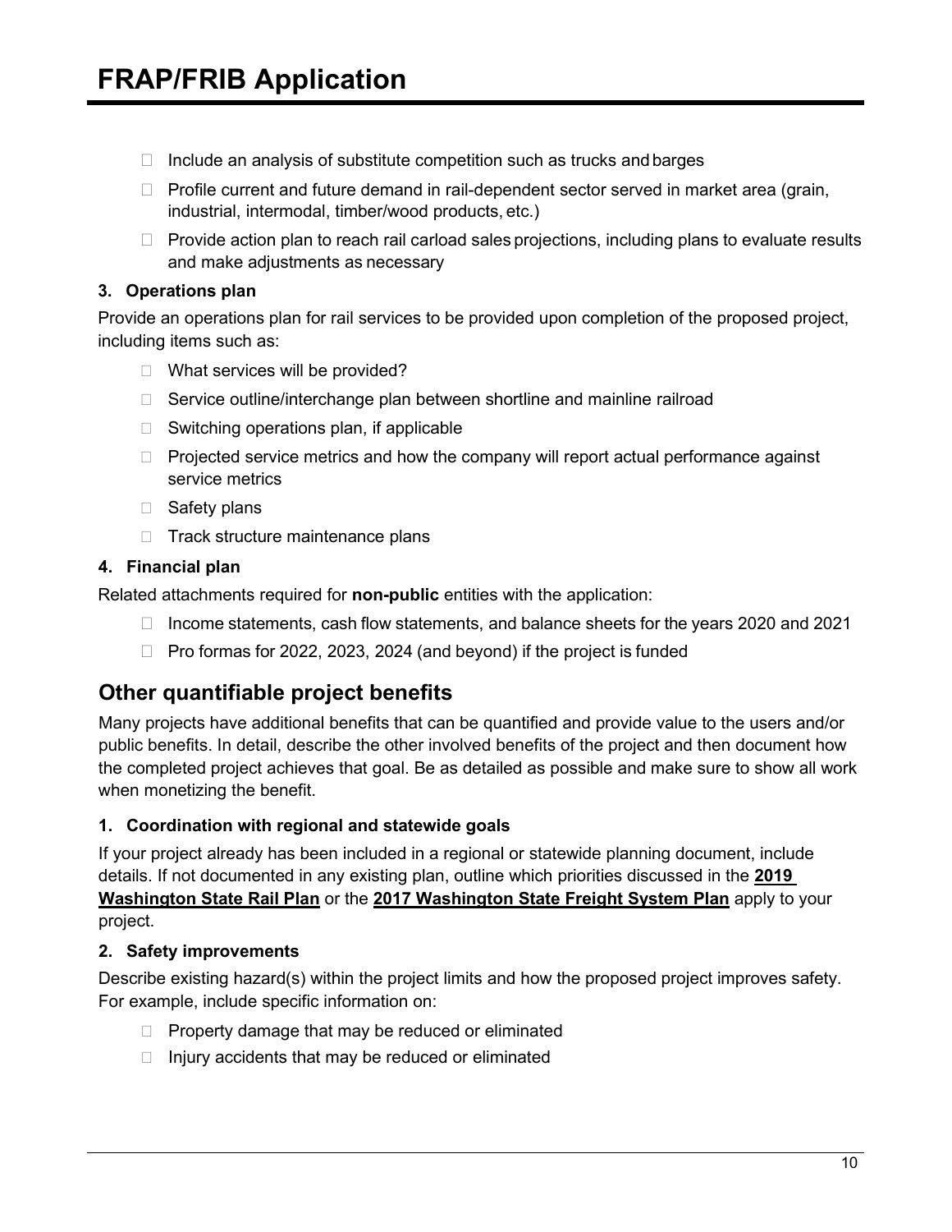- Include an analysis of substitute competition such as trucks and barges
- Profile current and future demand in rail-dependent sector served in market area (grain, industrial, intermodal, timber/wood products, etc.)
- Provide action plan to reach rail carload sales projections, including plans to evaluate results and make adjustments as necessary

**3. Operations plan**

Provide an operations plan for rail services to be provided upon completion of the proposed project, including items such as:

- What services will be provided?
- Service outline/interchange plan between shortline and mainline railroad
- Switching operations plan, if applicable
- Projected service metrics and how the company will report actual performance against service metrics
- Safety plans
- Track structure maintenance plans

**4. Financial plan**

Related attachments required for **non-public** entities with the application:

- Income statements, cash flow statements, and balance sheets for the years 2020 and 2021
- Pro formas for 2022, 2023, 2024 (and beyond) if the project is funded

## Other quantifiable project benefits

Many projects have additional benefits that can be quantified and provide value to the users and/or public benefits. In detail, describe the other involved benefits of the project and then document how the completed project achieves that goal. Be as detailed as possible and make sure to show all work when monetizing the benefit.

**1. Coordination with regional and statewide goals**

If your project already has been included in a regional or statewide planning document, include details. If not documented in any existing plan, outline which priorities discussed in the **2019 Washington State Rail Plan** or the **2017 Washington State Freight System Plan** apply to your project.

**2. Safety improvements**

Describe existing hazard(s) within the project limits and how the proposed project improves safety. For example, include specific information on:

- Property damage that may be reduced or eliminated
- Injury accidents that may be reduced or eliminated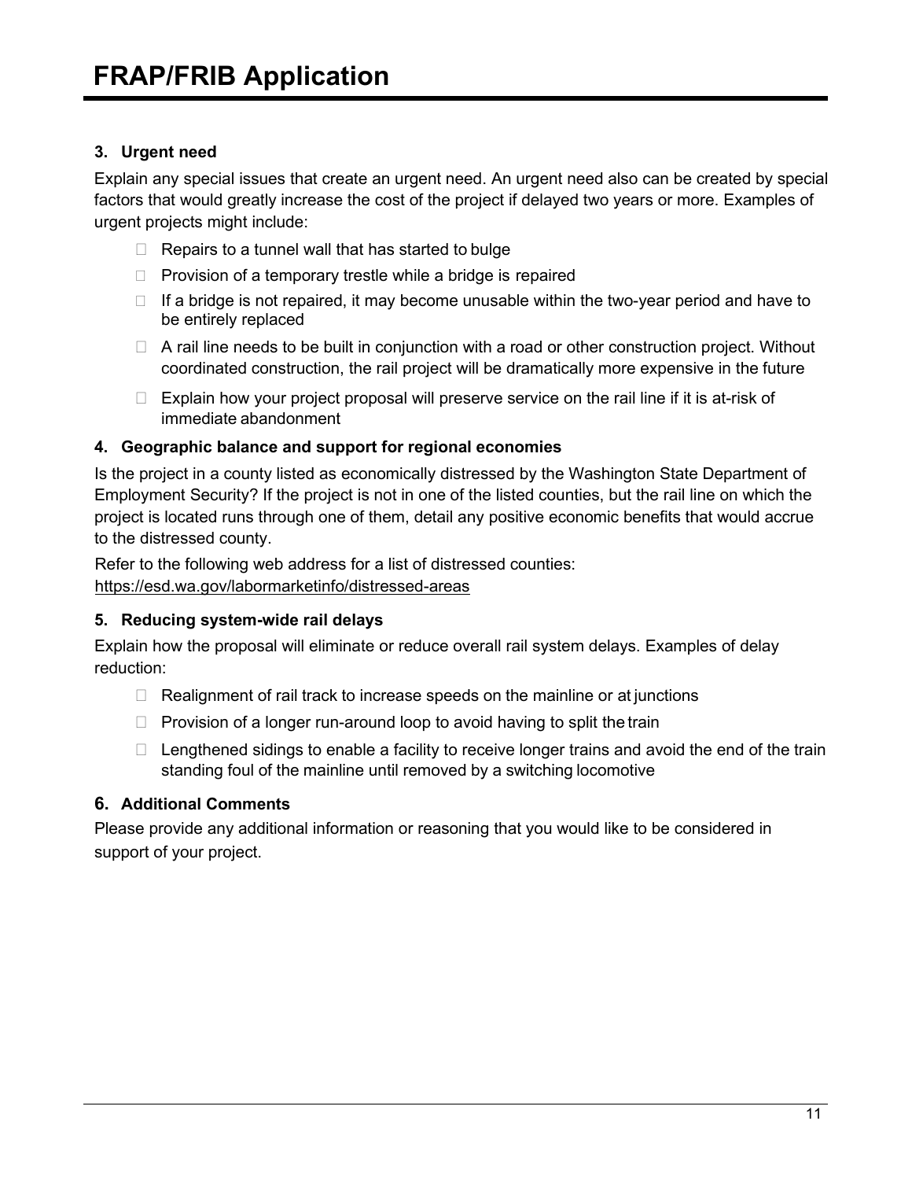# FRAP/FRIB Application

### 3. Urgent need

Explain any special issues that create an urgent need. An urgent need also can be created by special factors that would greatly increase the cost of the project if delayed two years or more. Examples of urgent projects might include:

- Repairs to a tunnel wall that has started to bulge
- Provision of a temporary trestle while a bridge is repaired
- If a bridge is not repaired, it may become unusable within the two-year period and have to be entirely replaced
- A rail line needs to be built in conjunction with a road or other construction project. Without coordinated construction, the rail project will be dramatically more expensive in the future
- Explain how your project proposal will preserve service on the rail line if it is at-risk of immediate abandonment

### 4. Geographic balance and support for regional economies

Is the project in a county listed as economically distressed by the Washington State Department of Employment Security? If the project is not in one of the listed counties, but the rail line on which the project is located runs through one of them, detail any positive economic benefits that would accrue to the distressed county.

Refer to the following web address for a list of distressed counties:
https://esd.wa.gov/labormarketinfo/distressed-areas

### 5. Reducing system-wide rail delays

Explain how the proposal will eliminate or reduce overall rail system delays. Examples of delay reduction:

- Realignment of rail track to increase speeds on the mainline or at junctions
- Provision of a longer run-around loop to avoid having to split the train
- Lengthened sidings to enable a facility to receive longer trains and avoid the end of the train standing foul of the mainline until removed by a switching locomotive

### 6. Additional Comments

Please provide any additional information or reasoning that you would like to be considered in support of your project.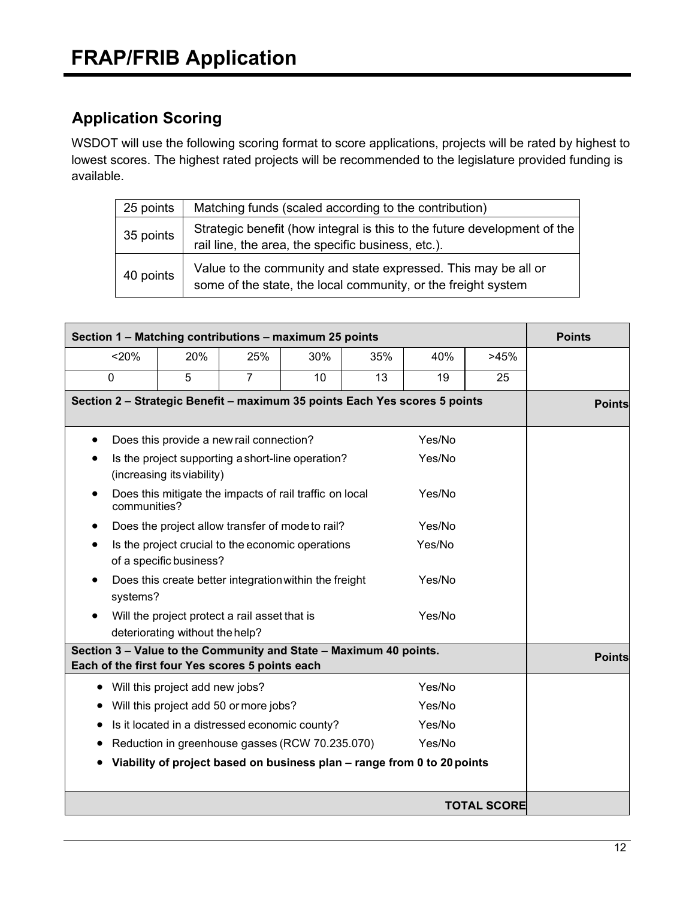# FRAP/FRIB Application

## Application Scoring

WSDOT will use the following scoring format to score applications, projects will be rated by highest to lowest scores. The highest rated projects will be recommended to the legislature provided funding is available.

| | |
|---|---|
| 25 points | Matching funds (scaled according to the contribution) |
| 35 points | Strategic benefit (how integral is this to the future development of the rail line, the area, the specific business, etc.). |
| 40 points | Value to the community and state expressed. This may be all or some of the state, the local community, or the freight system |

| **Section 1 – Matching contributions – maximum 25 points** | | | | | | | **Points** |
|---|---|---|---|---|---|---|---|
| <20% | 20% | 25% | 30% | 35% | 40% | >45% | |
| 0 | 5 | 7 | 10 | 13 | 19 | 25 | |

| **Section 2 – Strategic Benefit – maximum 35 points Each Yes scores 5 points** | | **Points** |
|---|---|---|
| • Does this provide a new rail connection? | Yes/No | |
| • Is the project supporting a short-line operation? (increasing its viability) | Yes/No | |
| • Does this mitigate the impacts of rail traffic on local communities? | Yes/No | |
| • Does the project allow transfer of mode to rail? | Yes/No | |
| • Is the project crucial to the economic operations of a specific business? | Yes/No | |
| • Does this create better integration within the freight systems? | Yes/No | |
| • Will the project protect a rail asset that is deteriorating without the help? | Yes/No | |

| **Section 3 – Value to the Community and State – Maximum 40 points. Each of the first four Yes scores 5 points each** | | **Points** |
|---|---|---|
| • Will this project add new jobs? | Yes/No | |
| • Will this project add 50 or more jobs? | Yes/No | |
| • Is it located in a distressed economic county? | Yes/No | |
| • Reduction in greenhouse gasses (RCW 70.235.070) | Yes/No | |
| • **Viability of project based on business plan – range from 0 to 20 points** | | |
| | **TOTAL SCORE** | |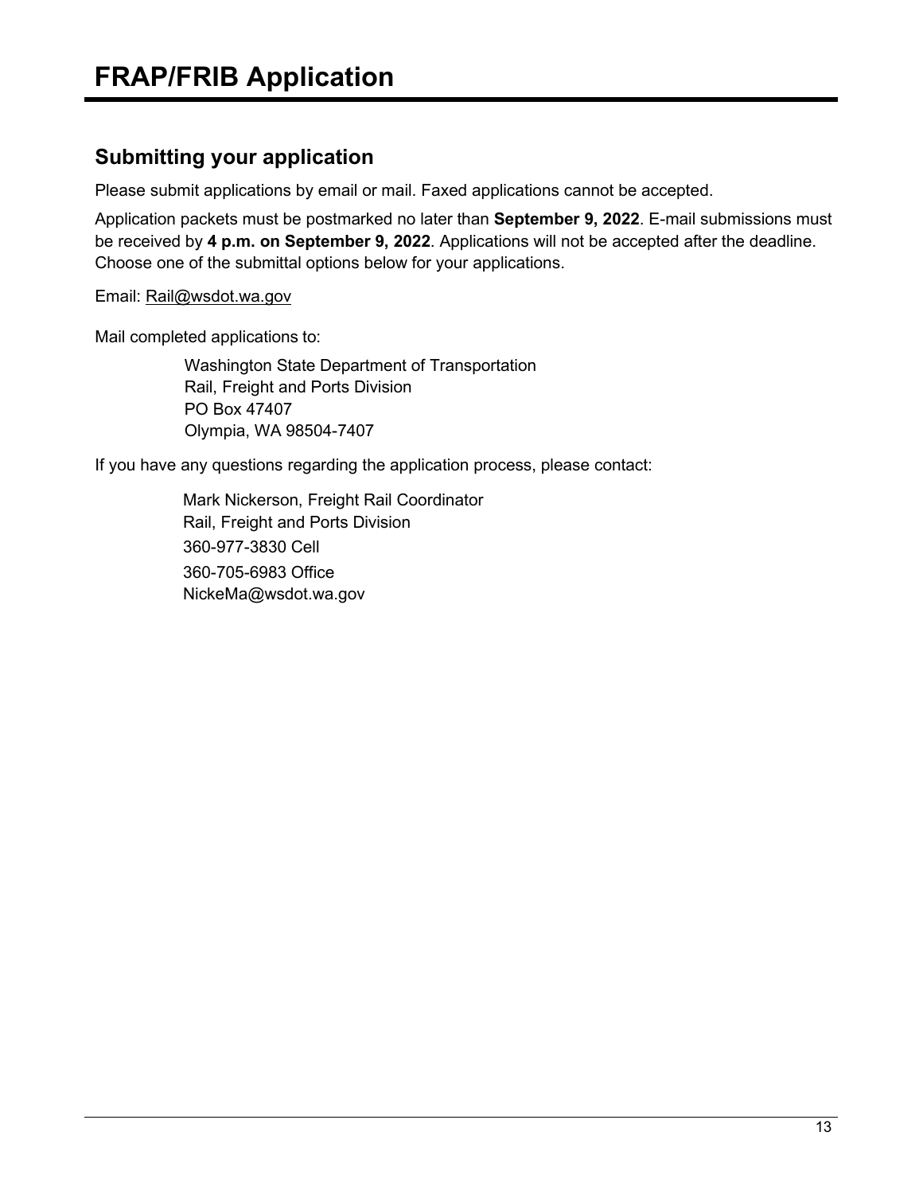# FRAP/FRIB Application

## Submitting your application

Please submit applications by email or mail. Faxed applications cannot be accepted.

Application packets must be postmarked no later than **September 9, 2022**. E-mail submissions must be received by **4 p.m. on September 9, 2022**. Applications will not be accepted after the deadline. Choose one of the submittal options below for your applications.

Email: Rail@wsdot.wa.gov

Mail completed applications to:

Washington State Department of Transportation
Rail, Freight and Ports Division
PO Box 47407
Olympia, WA 98504-7407

If you have any questions regarding the application process, please contact:

Mark Nickerson, Freight Rail Coordinator
Rail, Freight and Ports Division
360-977-3830 Cell
360-705-6983 Office
NickeMa@wsdot.wa.gov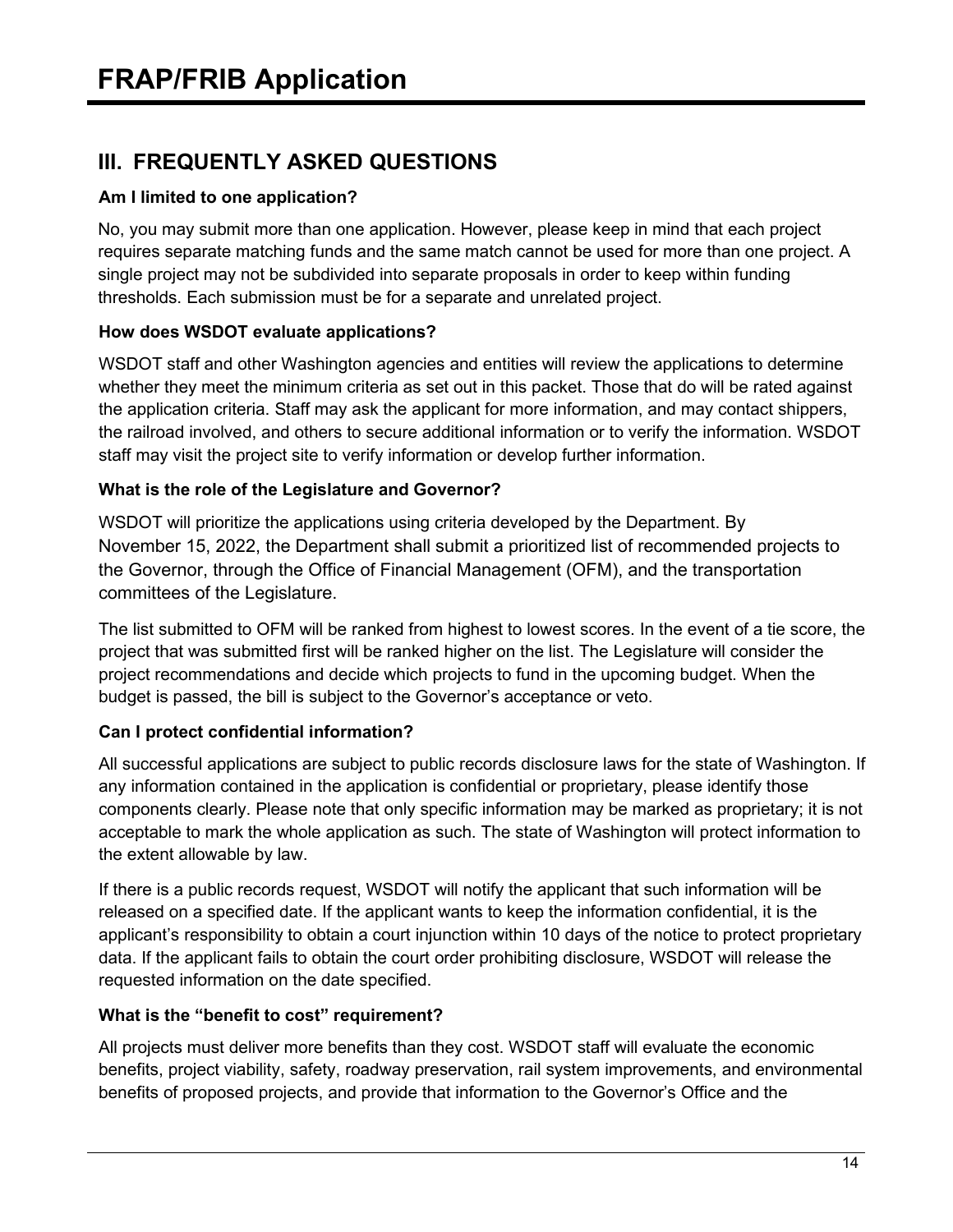# FRAP/FRIB Application

## III. FREQUENTLY ASKED QUESTIONS

### Am I limited to one application?

No, you may submit more than one application. However, please keep in mind that each project requires separate matching funds and the same match cannot be used for more than one project. A single project may not be subdivided into separate proposals in order to keep within funding thresholds. Each submission must be for a separate and unrelated project.

### How does WSDOT evaluate applications?

WSDOT staff and other Washington agencies and entities will review the applications to determine whether they meet the minimum criteria as set out in this packet. Those that do will be rated against the application criteria. Staff may ask the applicant for more information, and may contact shippers, the railroad involved, and others to secure additional information or to verify the information. WSDOT staff may visit the project site to verify information or develop further information.

### What is the role of the Legislature and Governor?

WSDOT will prioritize the applications using criteria developed by the Department. By November 15, 2022, the Department shall submit a prioritized list of recommended projects to the Governor, through the Office of Financial Management (OFM), and the transportation committees of the Legislature.

The list submitted to OFM will be ranked from highest to lowest scores. In the event of a tie score, the project that was submitted first will be ranked higher on the list. The Legislature will consider the project recommendations and decide which projects to fund in the upcoming budget. When the budget is passed, the bill is subject to the Governor's acceptance or veto.

### Can I protect confidential information?

All successful applications are subject to public records disclosure laws for the state of Washington. If any information contained in the application is confidential or proprietary, please identify those components clearly. Please note that only specific information may be marked as proprietary; it is not acceptable to mark the whole application as such. The state of Washington will protect information to the extent allowable by law.

If there is a public records request, WSDOT will notify the applicant that such information will be released on a specified date. If the applicant wants to keep the information confidential, it is the applicant's responsibility to obtain a court injunction within 10 days of the notice to protect proprietary data. If the applicant fails to obtain the court order prohibiting disclosure, WSDOT will release the requested information on the date specified.

### What is the "benefit to cost" requirement?

All projects must deliver more benefits than they cost. WSDOT staff will evaluate the economic benefits, project viability, safety, roadway preservation, rail system improvements, and environmental benefits of proposed projects, and provide that information to the Governor's Office and the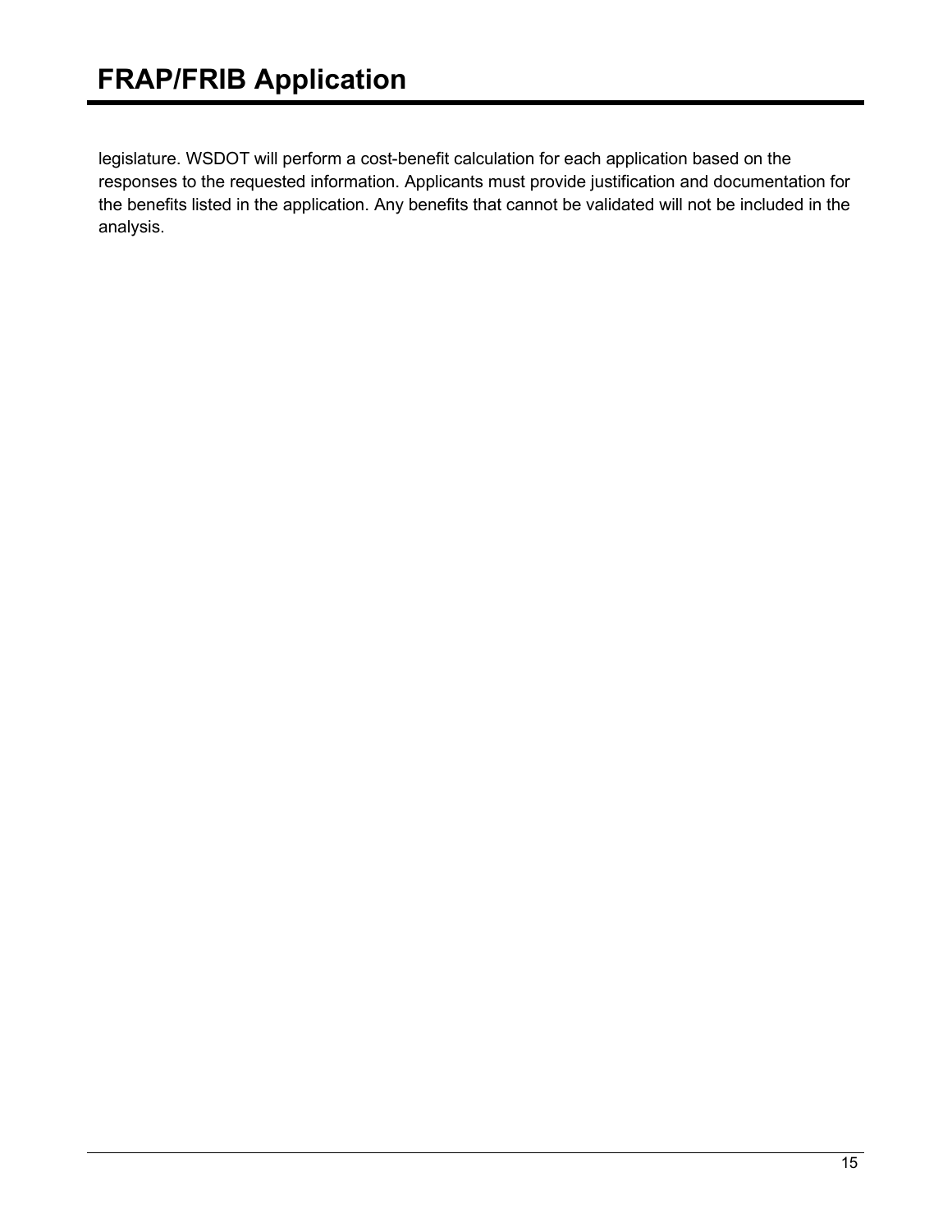legislature. WSDOT will perform a cost-benefit calculation for each application based on the responses to the requested information. Applicants must provide justification and documentation for the benefits listed in the application. Any benefits that cannot be validated will not be included in the analysis.